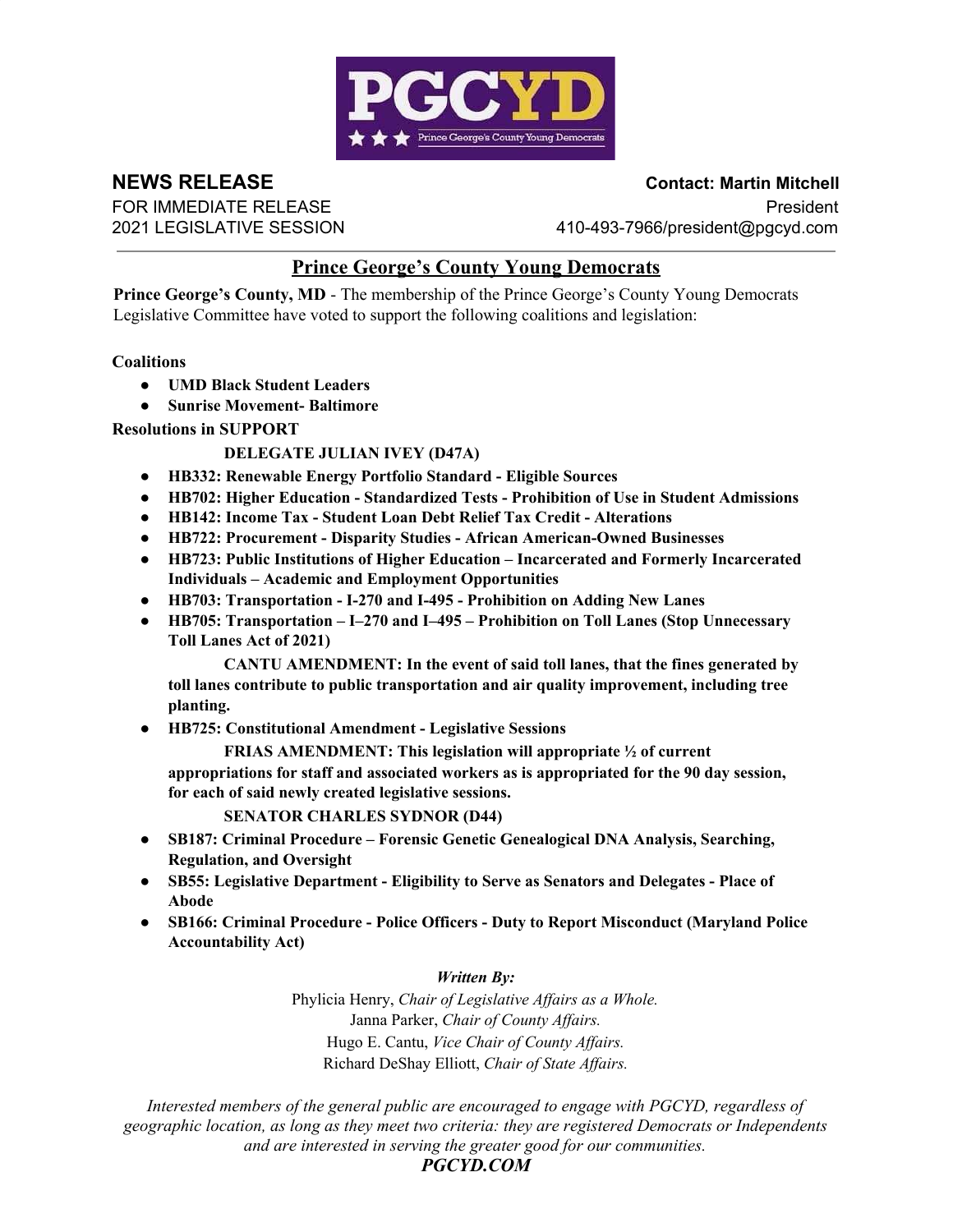**NEWS RELEASE**
FOR IMMEDIATE RELEASE
2021 LEGISLATIVE SESSION

**Contact: Martin Mitchell**
President
410-493-7966/president@pgcyd.com

---

## Prince George's County Young Democrats

**Prince George's County, MD** - The membership of the Prince George's County Young Democrats Legislative Committee have voted to support the following coalitions and legislation:

**Coalitions**

- **UMD Black Student Leaders**
- **Sunrise Movement- Baltimore**

**Resolutions in SUPPORT**

**DELEGATE JULIAN IVEY (D47A)**

- **HB332: Renewable Energy Portfolio Standard - Eligible Sources**
- **HB702: Higher Education - Standardized Tests - Prohibition of Use in Student Admissions**
- **HB142: Income Tax - Student Loan Debt Relief Tax Credit - Alterations**
- **HB722: Procurement - Disparity Studies - African American-Owned Businesses**
- **HB723: Public Institutions of Higher Education – Incarcerated and Formerly Incarcerated Individuals – Academic and Employment Opportunities**
- **HB703: Transportation - I-270 and I-495 - Prohibition on Adding New Lanes**
- **HB705: Transportation – I–270 and I–495 – Prohibition on Toll Lanes (Stop Unnecessary Toll Lanes Act of 2021)**

  **CANTU AMENDMENT: In the event of said toll lanes, that the fines generated by toll lanes contribute to public transportation and air quality improvement, including tree planting.**
- **HB725: Constitutional Amendment - Legislative Sessions**

  **FRIAS AMENDMENT: This legislation will appropriate ½ of current appropriations for staff and associated workers as is appropriated for the 90 day session, for each of said newly created legislative sessions.**

**SENATOR CHARLES SYDNOR (D44)**

- **SB187: Criminal Procedure – Forensic Genetic Genealogical DNA Analysis, Searching, Regulation, and Oversight**
- **SB55: Legislative Department - Eligibility to Serve as Senators and Delegates - Place of Abode**
- **SB166: Criminal Procedure - Police Officers - Duty to Report Misconduct (Maryland Police Accountability Act)**

***Written By:***

Phylicia Henry, *Chair of Legislative Affairs as a Whole.*
Janna Parker, *Chair of County Affairs.*
Hugo E. Cantu, *Vice Chair of County Affairs.*
Richard DeShay Elliott, *Chair of State Affairs.*

*Interested members of the general public are encouraged to engage with PGCYD, regardless of geographic location, as long as they meet two criteria: they are registered Democrats or Independents and are interested in serving the greater good for our communities.*

***PGCYD.COM***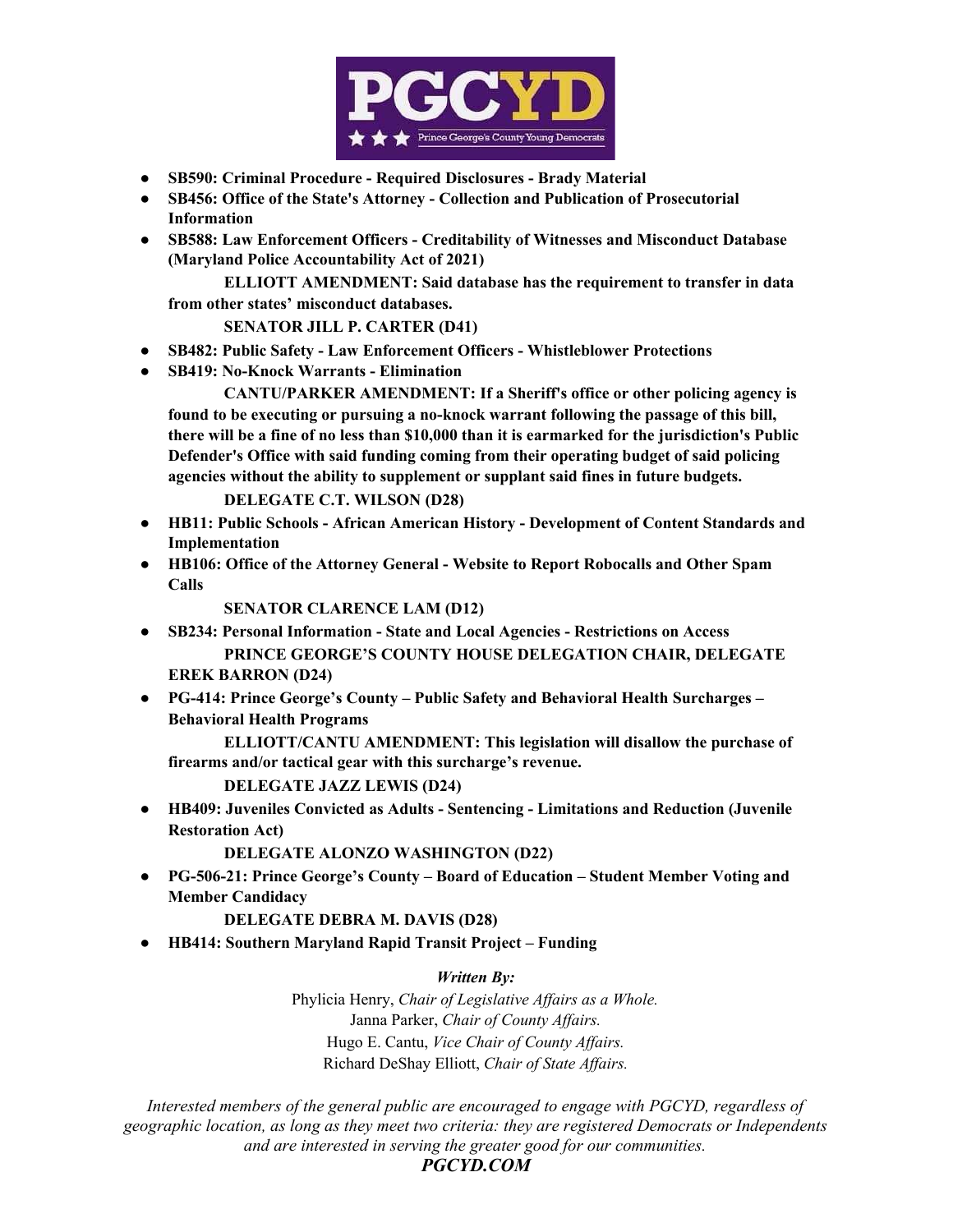- **SB590: Criminal Procedure - Required Disclosures - Brady Material**
- **SB456: Office of the State's Attorney - Collection and Publication of Prosecutorial Information**
- **SB588: Law Enforcement Officers - Creditability of Witnesses and Misconduct Database (Maryland Police Accountability Act of 2021)**

  **ELLIOTT AMENDMENT: Said database has the requirement to transfer in data from other states' misconduct databases.**

  **SENATOR JILL P. CARTER (D41)**

- **SB482: Public Safety - Law Enforcement Officers - Whistleblower Protections**
- **SB419: No-Knock Warrants - Elimination**

  **CANTU/PARKER AMENDMENT: If a Sheriff's office or other policing agency is found to be executing or pursuing a no-knock warrant following the passage of this bill, there will be a fine of no less than $10,000 than it is earmarked for the jurisdiction's Public Defender's Office with said funding coming from their operating budget of said policing agencies without the ability to supplement or supplant said fines in future budgets.**

  **DELEGATE C.T. WILSON (D28)**

- **HB11: Public Schools - African American History - Development of Content Standards and Implementation**
- **HB106: Office of the Attorney General - Website to Report Robocalls and Other Spam Calls**

  **SENATOR CLARENCE LAM (D12)**

- **SB234: Personal Information - State and Local Agencies - Restrictions on Access**

  **PRINCE GEORGE'S COUNTY HOUSE DELEGATION CHAIR, DELEGATE EREK BARRON (D24)**

- **PG-414: Prince George's County – Public Safety and Behavioral Health Surcharges – Behavioral Health Programs**

  **ELLIOTT/CANTU AMENDMENT: This legislation will disallow the purchase of firearms and/or tactical gear with this surcharge's revenue.**

  **DELEGATE JAZZ LEWIS (D24)**

- **HB409: Juveniles Convicted as Adults - Sentencing - Limitations and Reduction (Juvenile Restoration Act)**

  **DELEGATE ALONZO WASHINGTON (D22)**

- **PG-506-21: Prince George's County – Board of Education – Student Member Voting and Member Candidacy**

  **DELEGATE DEBRA M. DAVIS (D28)**

- **HB414: Southern Maryland Rapid Transit Project – Funding**

***Written By:***

Phylicia Henry, *Chair of Legislative Affairs as a Whole.*
Janna Parker, *Chair of County Affairs.*
Hugo E. Cantu, *Vice Chair of County Affairs.*
Richard DeShay Elliott, *Chair of State Affairs.*

*Interested members of the general public are encouraged to engage with PGCYD, regardless of geographic location, as long as they meet two criteria: they are registered Democrats or Independents and are interested in serving the greater good for our communities.*

***PGCYD.COM***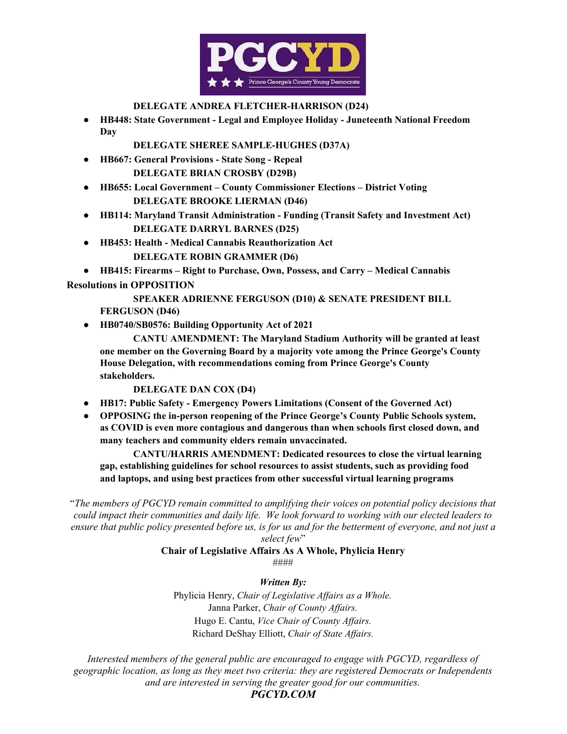**DELEGATE ANDREA FLETCHER-HARRISON (D24)**

- **HB448: State Government - Legal and Employee Holiday - Juneteenth National Freedom Day**

**DELEGATE SHEREE SAMPLE-HUGHES (D37A)**

- **HB667: General Provisions - State Song - Repeal**

**DELEGATE BRIAN CROSBY (D29B)**

- **HB655: Local Government – County Commissioner Elections – District Voting**

**DELEGATE BROOKE LIERMAN (D46)**

- **HB114: Maryland Transit Administration - Funding (Transit Safety and Investment Act)**

**DELEGATE DARRYL BARNES (D25)**

- **HB453: Health - Medical Cannabis Reauthorization Act**

**DELEGATE ROBIN GRAMMER (D6)**

- **HB415: Firearms – Right to Purchase, Own, Possess, and Carry – Medical Cannabis**

**Resolutions in OPPOSITION**

**SPEAKER ADRIENNE FERGUSON (D10) & SENATE PRESIDENT BILL FERGUSON (D46)**

- **HB0740/SB0576: Building Opportunity Act of 2021**

**CANTU AMENDMENT: The Maryland Stadium Authority will be granted at least one member on the Governing Board by a majority vote among the Prince George's County House Delegation, with recommendations coming from Prince George's County stakeholders.**

**DELEGATE DAN COX (D4)**

- **HB17: Public Safety - Emergency Powers Limitations (Consent of the Governed Act)**
- **OPPOSING the in-person reopening of the Prince George's County Public Schools system, as COVID is even more contagious and dangerous than when schools first closed down, and many teachers and community elders remain unvaccinated.**

**CANTU/HARRIS AMENDMENT: Dedicated resources to close the virtual learning gap, establishing guidelines for school resources to assist students, such as providing food and laptops, and using best practices from other successful virtual learning programs**

"*The members of PGCYD remain committed to amplifying their voices on potential policy decisions that could impact their communities and daily life. We look forward to working with our elected leaders to ensure that public policy presented before us, is for us and for the betterment of everyone, and not just a select few*"

**Chair of Legislative Affairs As A Whole, Phylicia Henry**

####

***Written By:***

Phylicia Henry, *Chair of Legislative Affairs as a Whole.*
Janna Parker, *Chair of County Affairs.*
Hugo E. Cantu, *Vice Chair of County Affairs.*
Richard DeShay Elliott, *Chair of State Affairs.*

*Interested members of the general public are encouraged to engage with PGCYD, regardless of geographic location, as long as they meet two criteria: they are registered Democrats or Independents and are interested in serving the greater good for our communities.*

***PGCYD.COM***